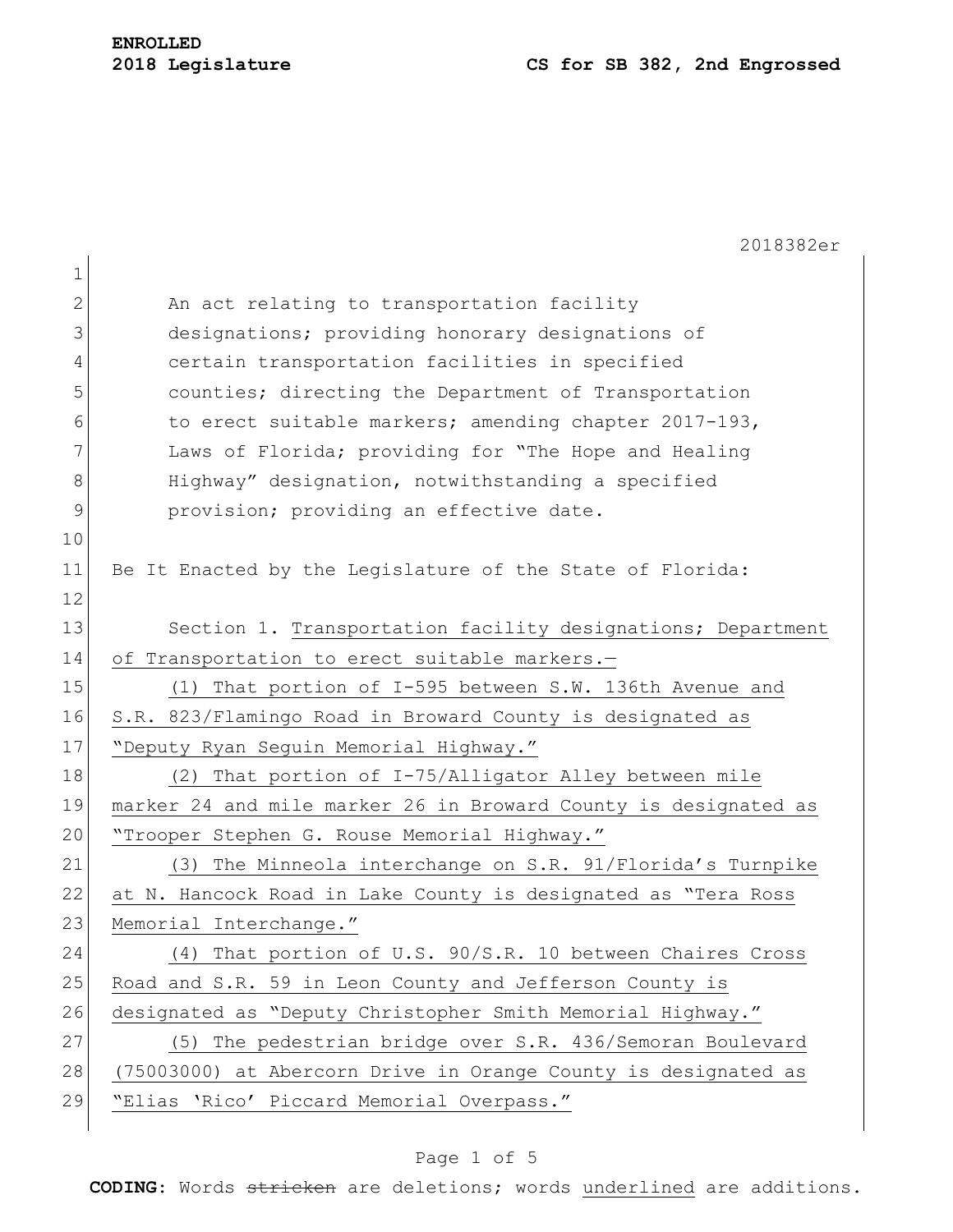**ENROLLED**
**2018 Legislature** **CS for SB 382, 2nd Engrossed**

2018382er

An act relating to transportation facility designations; providing honorary designations of certain transportation facilities in specified counties; directing the Department of Transportation to erect suitable markers; amending chapter 2017-193, Laws of Florida; providing for "The Hope and Healing Highway" designation, notwithstanding a specified provision; providing an effective date.

Be It Enacted by the Legislature of the State of Florida:

Section 1. Transportation facility designations; Department of Transportation to erect suitable markers.—

(1) That portion of I-595 between S.W. 136th Avenue and S.R. 823/Flamingo Road in Broward County is designated as "Deputy Ryan Seguin Memorial Highway."

(2) That portion of I-75/Alligator Alley between mile marker 24 and mile marker 26 in Broward County is designated as "Trooper Stephen G. Rouse Memorial Highway."

(3) The Minneola interchange on S.R. 91/Florida's Turnpike at N. Hancock Road in Lake County is designated as "Tera Ross Memorial Interchange."

(4) That portion of U.S. 90/S.R. 10 between Chaires Cross Road and S.R. 59 in Leon County and Jefferson County is designated as "Deputy Christopher Smith Memorial Highway."

(5) The pedestrian bridge over S.R. 436/Semoran Boulevard (75003000) at Abercorn Drive in Orange County is designated as "Elias 'Rico' Piccard Memorial Overpass."

**CODING:** Words ~~stricken~~ are deletions; words underlined are additions.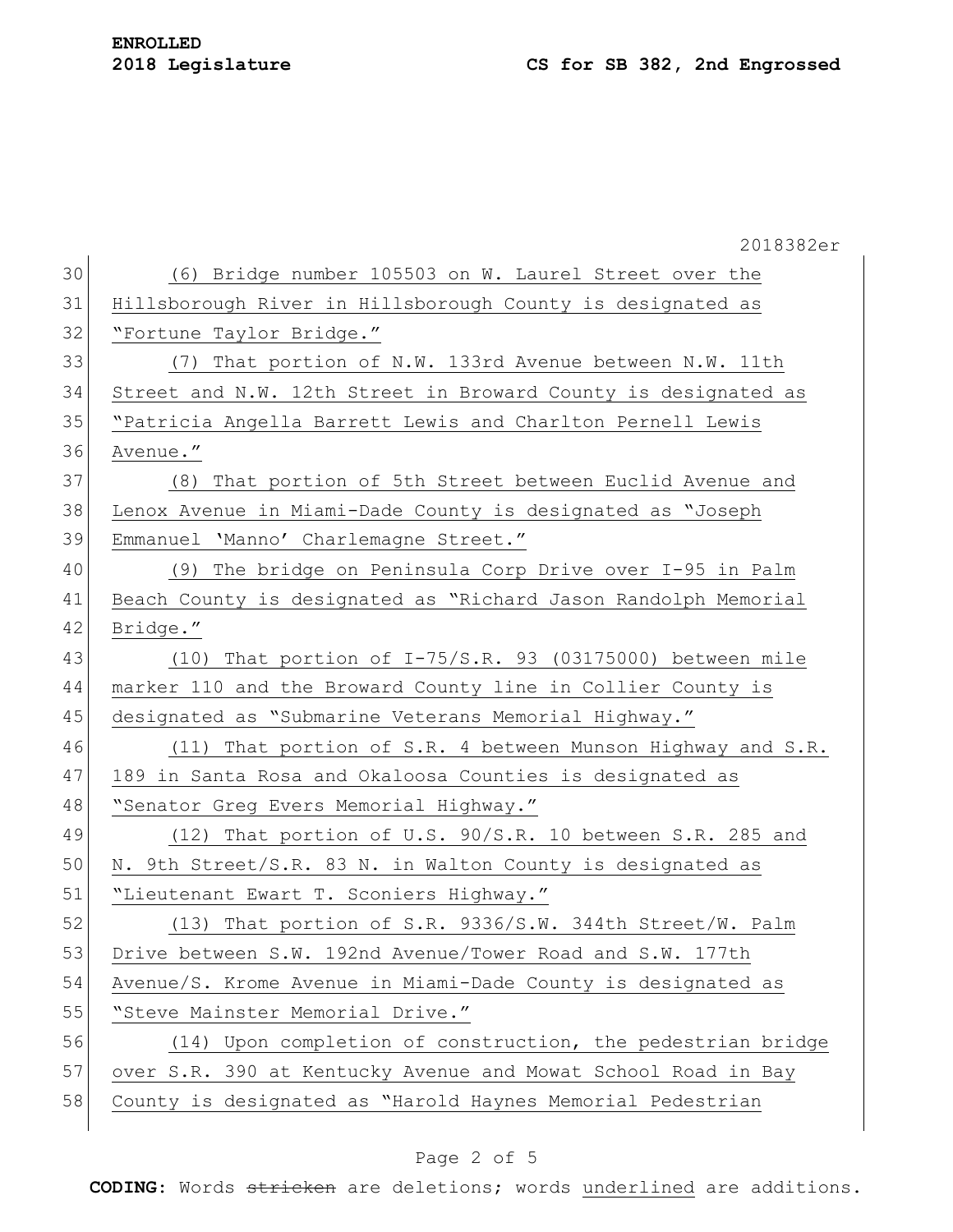(6) Bridge number 105503 on W. Laurel Street over the Hillsborough River in Hillsborough County is designated as "Fortune Taylor Bridge."

(7) That portion of N.W. 133rd Avenue between N.W. 11th Street and N.W. 12th Street in Broward County is designated as "Patricia Angella Barrett Lewis and Charlton Pernell Lewis Avenue."

(8) That portion of 5th Street between Euclid Avenue and Lenox Avenue in Miami-Dade County is designated as "Joseph Emmanuel 'Manno' Charlemagne Street."

(9) The bridge on Peninsula Corp Drive over I-95 in Palm Beach County is designated as "Richard Jason Randolph Memorial Bridge."

(10) That portion of I-75/S.R. 93 (03175000) between mile marker 110 and the Broward County line in Collier County is designated as "Submarine Veterans Memorial Highway."

(11) That portion of S.R. 4 between Munson Highway and S.R. 189 in Santa Rosa and Okaloosa Counties is designated as "Senator Greg Evers Memorial Highway."

(12) That portion of U.S. 90/S.R. 10 between S.R. 285 and N. 9th Street/S.R. 83 N. in Walton County is designated as "Lieutenant Ewart T. Sconiers Highway."

(13) That portion of S.R. 9336/S.W. 344th Street/W. Palm Drive between S.W. 192nd Avenue/Tower Road and S.W. 177th Avenue/S. Krome Avenue in Miami-Dade County is designated as "Steve Mainster Memorial Drive."

(14) Upon completion of construction, the pedestrian bridge over S.R. 390 at Kentucky Avenue and Mowat School Road in Bay County is designated as "Harold Haynes Memorial Pedestrian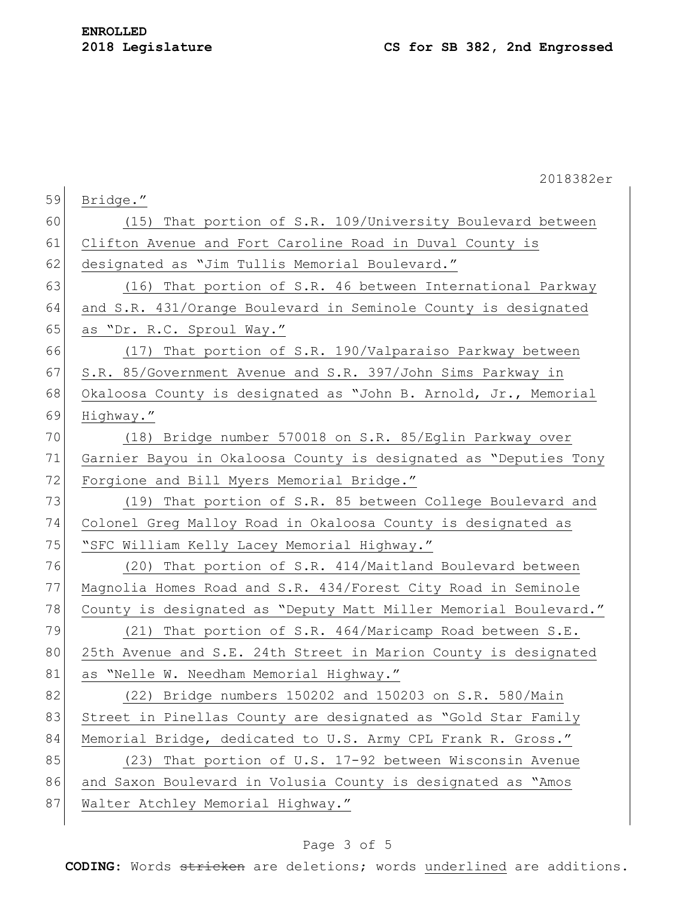Bridge."

(15) That portion of S.R. 109/University Boulevard between Clifton Avenue and Fort Caroline Road in Duval County is designated as "Jim Tullis Memorial Boulevard."

(16) That portion of S.R. 46 between International Parkway and S.R. 431/Orange Boulevard in Seminole County is designated as "Dr. R.C. Sproul Way."

(17) That portion of S.R. 190/Valparaiso Parkway between S.R. 85/Government Avenue and S.R. 397/John Sims Parkway in Okaloosa County is designated as "John B. Arnold, Jr., Memorial Highway."

(18) Bridge number 570018 on S.R. 85/Eglin Parkway over Garnier Bayou in Okaloosa County is designated as "Deputies Tony Forgione and Bill Myers Memorial Bridge."

(19) That portion of S.R. 85 between College Boulevard and Colonel Greg Malloy Road in Okaloosa County is designated as "SFC William Kelly Lacey Memorial Highway."

(20) That portion of S.R. 414/Maitland Boulevard between Magnolia Homes Road and S.R. 434/Forest City Road in Seminole County is designated as "Deputy Matt Miller Memorial Boulevard."

(21) That portion of S.R. 464/Maricamp Road between S.E. 25th Avenue and S.E. 24th Street in Marion County is designated as "Nelle W. Needham Memorial Highway."

(22) Bridge numbers 150202 and 150203 on S.R. 580/Main Street in Pinellas County are designated as "Gold Star Family Memorial Bridge, dedicated to U.S. Army CPL Frank R. Gross."

(23) That portion of U.S. 17-92 between Wisconsin Avenue and Saxon Boulevard in Volusia County is designated as "Amos Walter Atchley Memorial Highway."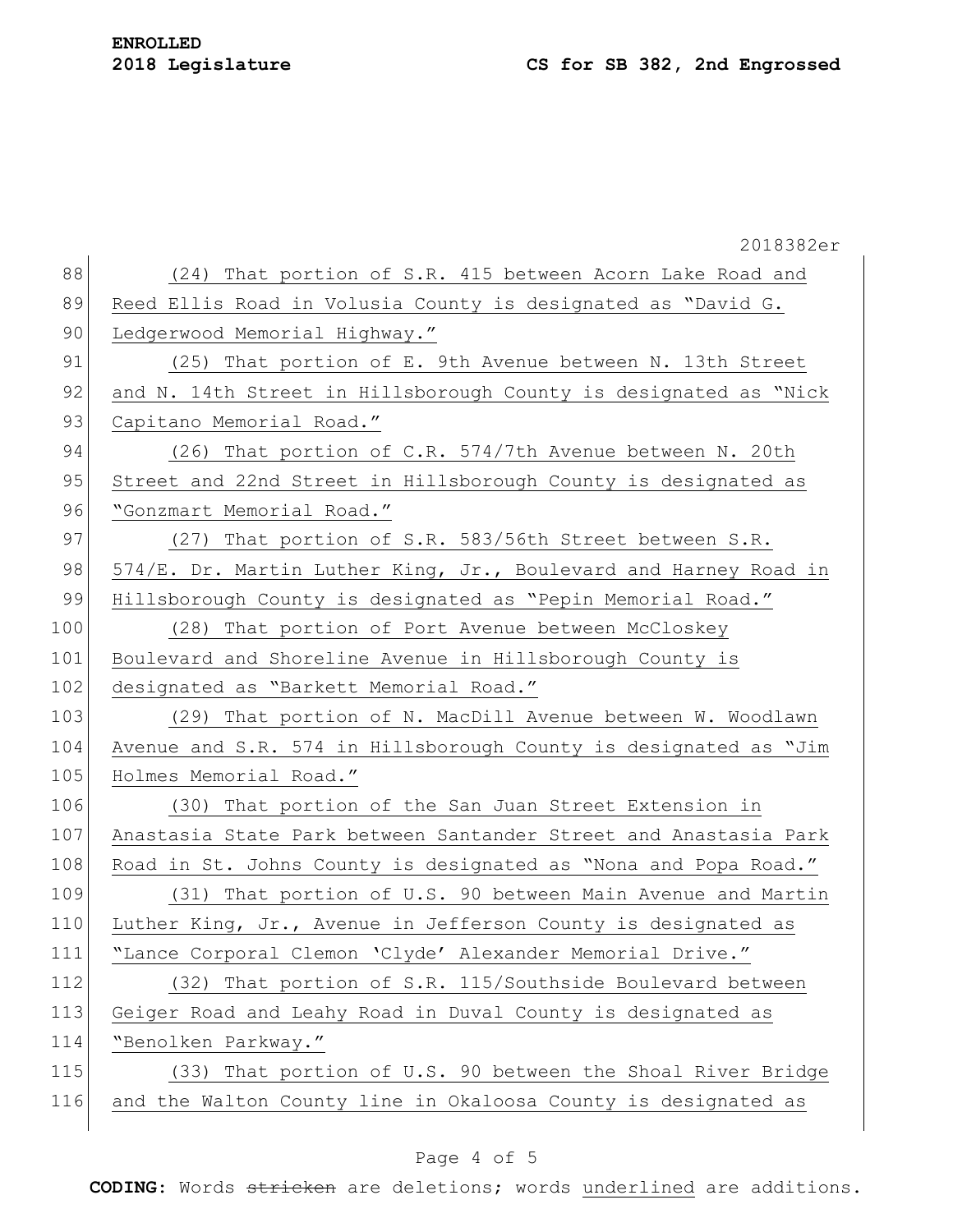(24) That portion of S.R. 415 between Acorn Lake Road and Reed Ellis Road in Volusia County is designated as "David G. Ledgerwood Memorial Highway."

(25) That portion of E. 9th Avenue between N. 13th Street and N. 14th Street in Hillsborough County is designated as "Nick Capitano Memorial Road."

(26) That portion of C.R. 574/7th Avenue between N. 20th Street and 22nd Street in Hillsborough County is designated as "Gonzmart Memorial Road."

(27) That portion of S.R. 583/56th Street between S.R. 574/E. Dr. Martin Luther King, Jr., Boulevard and Harney Road in Hillsborough County is designated as "Pepin Memorial Road."

(28) That portion of Port Avenue between McCloskey Boulevard and Shoreline Avenue in Hillsborough County is designated as "Barkett Memorial Road."

(29) That portion of N. MacDill Avenue between W. Woodlawn Avenue and S.R. 574 in Hillsborough County is designated as "Jim Holmes Memorial Road."

(30) That portion of the San Juan Street Extension in Anastasia State Park between Santander Street and Anastasia Park Road in St. Johns County is designated as "Nona and Popa Road."

(31) That portion of U.S. 90 between Main Avenue and Martin Luther King, Jr., Avenue in Jefferson County is designated as "Lance Corporal Clemon 'Clyde' Alexander Memorial Drive."

(32) That portion of S.R. 115/Southside Boulevard between Geiger Road and Leahy Road in Duval County is designated as "Benolken Parkway."

(33) That portion of U.S. 90 between the Shoal River Bridge and the Walton County line in Okaloosa County is designated as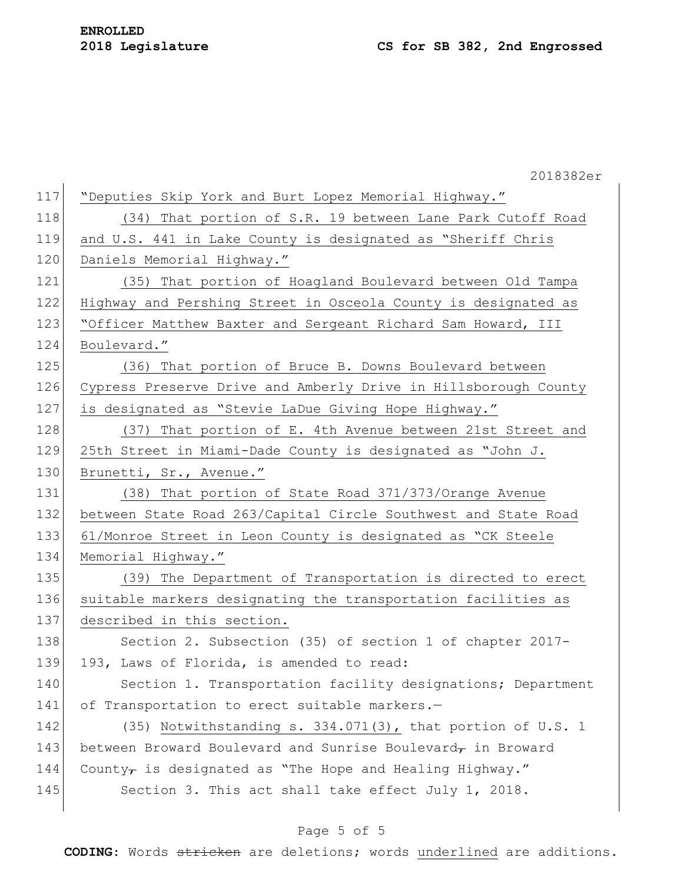"Deputies Skip York and Burt Lopez Memorial Highway."

(34) That portion of S.R. 19 between Lane Park Cutoff Road and U.S. 441 in Lake County is designated as "Sheriff Chris Daniels Memorial Highway."

(35) That portion of Hoagland Boulevard between Old Tampa Highway and Pershing Street in Osceola County is designated as "Officer Matthew Baxter and Sergeant Richard Sam Howard, III Boulevard."

(36) That portion of Bruce B. Downs Boulevard between Cypress Preserve Drive and Amberly Drive in Hillsborough County is designated as "Stevie LaDue Giving Hope Highway."

(37) That portion of E. 4th Avenue between 21st Street and 25th Street in Miami-Dade County is designated as "John J. Brunetti, Sr., Avenue."

(38) That portion of State Road 371/373/Orange Avenue between State Road 263/Capital Circle Southwest and State Road 61/Monroe Street in Leon County is designated as "CK Steele Memorial Highway."

(39) The Department of Transportation is directed to erect suitable markers designating the transportation facilities as described in this section.

Section 2. Subsection (35) of section 1 of chapter 2017-193, Laws of Florida, is amended to read:

Section 1. Transportation facility designations; Department of Transportation to erect suitable markers.—

(35) Notwithstanding s. 334.071(3), that portion of U.S. 1 between Broward Boulevard and Sunrise Boulevard, in Broward County, is designated as "The Hope and Healing Highway."

Section 3. This act shall take effect July 1, 2018.